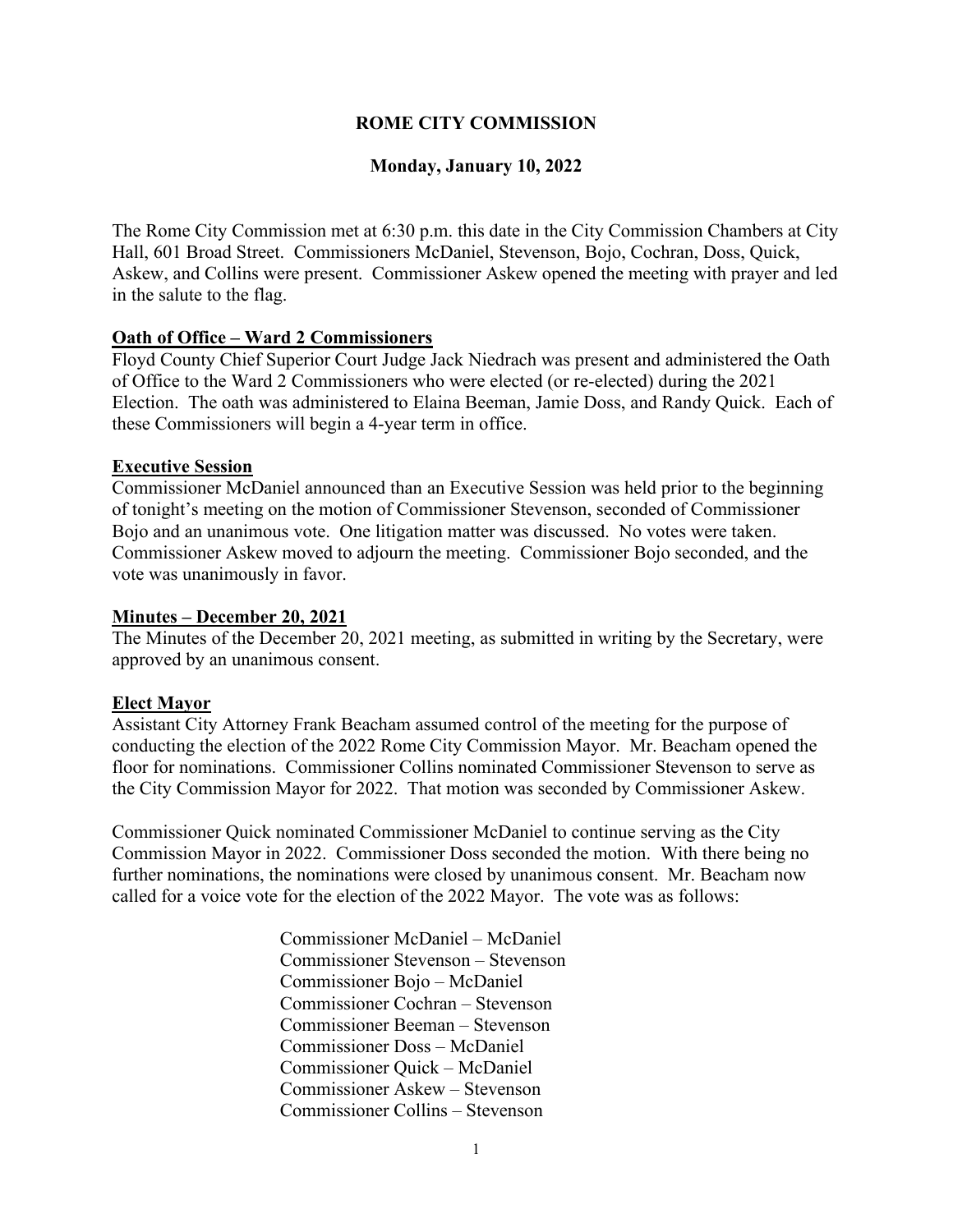# ROME CITY COMMISSION

## Monday, January 10, 2022

The Rome City Commission met at 6:30 p.m. this date in the City Commission Chambers at City Hall, 601 Broad Street. Commissioners McDaniel, Stevenson, Bojo, Cochran, Doss, Quick, Askew, and Collins were present. Commissioner Askew opened the meeting with prayer and led in the salute to the flag.

**Oath of Office – Ward 2 Commissioners**

Floyd County Chief Superior Court Judge Jack Niedrach was present and administered the Oath of Office to the Ward 2 Commissioners who were elected (or re-elected) during the 2021 Election. The oath was administered to Elaina Beeman, Jamie Doss, and Randy Quick. Each of these Commissioners will begin a 4-year term in office.

**Executive Session**

Commissioner McDaniel announced than an Executive Session was held prior to the beginning of tonight's meeting on the motion of Commissioner Stevenson, seconded of Commissioner Bojo and an unanimous vote. One litigation matter was discussed. No votes were taken. Commissioner Askew moved to adjourn the meeting. Commissioner Bojo seconded, and the vote was unanimously in favor.

**Minutes – December 20, 2021**

The Minutes of the December 20, 2021 meeting, as submitted in writing by the Secretary, were approved by an unanimous consent.

**Elect Mayor**

Assistant City Attorney Frank Beacham assumed control of the meeting for the purpose of conducting the election of the 2022 Rome City Commission Mayor. Mr. Beacham opened the floor for nominations. Commissioner Collins nominated Commissioner Stevenson to serve as the City Commission Mayor for 2022. That motion was seconded by Commissioner Askew.

Commissioner Quick nominated Commissioner McDaniel to continue serving as the City Commission Mayor in 2022. Commissioner Doss seconded the motion. With there being no further nominations, the nominations were closed by unanimous consent. Mr. Beacham now called for a voice vote for the election of the 2022 Mayor. The vote was as follows:

Commissioner McDaniel – McDaniel
Commissioner Stevenson – Stevenson
Commissioner Bojo – McDaniel
Commissioner Cochran – Stevenson
Commissioner Beeman – Stevenson
Commissioner Doss – McDaniel
Commissioner Quick – McDaniel
Commissioner Askew – Stevenson
Commissioner Collins – Stevenson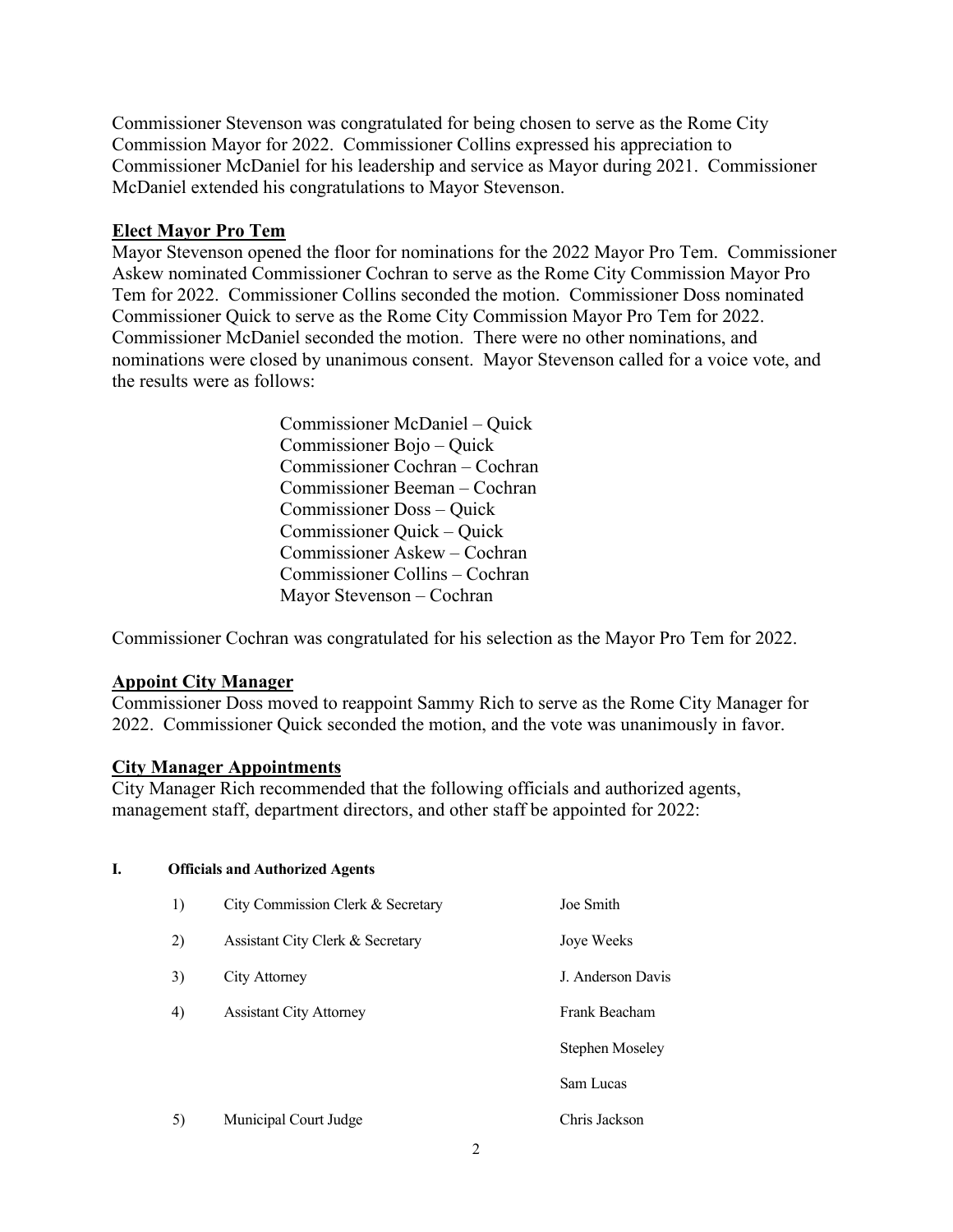Commissioner Stevenson was congratulated for being chosen to serve as the Rome City Commission Mayor for 2022. Commissioner Collins expressed his appreciation to Commissioner McDaniel for his leadership and service as Mayor during 2021. Commissioner McDaniel extended his congratulations to Mayor Stevenson.

## Elect Mayor Pro Tem

Mayor Stevenson opened the floor for nominations for the 2022 Mayor Pro Tem. Commissioner Askew nominated Commissioner Cochran to serve as the Rome City Commission Mayor Pro Tem for 2022. Commissioner Collins seconded the motion. Commissioner Doss nominated Commissioner Quick to serve as the Rome City Commission Mayor Pro Tem for 2022. Commissioner McDaniel seconded the motion. There were no other nominations, and nominations were closed by unanimous consent. Mayor Stevenson called for a voice vote, and the results were as follows:

Commissioner McDaniel – Quick
Commissioner Bojo – Quick
Commissioner Cochran – Cochran
Commissioner Beeman – Cochran
Commissioner Doss – Quick
Commissioner Quick – Quick
Commissioner Askew – Cochran
Commissioner Collins – Cochran
Mayor Stevenson – Cochran

Commissioner Cochran was congratulated for his selection as the Mayor Pro Tem for 2022.

## Appoint City Manager

Commissioner Doss moved to reappoint Sammy Rich to serve as the Rome City Manager for 2022. Commissioner Quick seconded the motion, and the vote was unanimously in favor.

## City Manager Appointments

City Manager Rich recommended that the following officials and authorized agents, management staff, department directors, and other staff be appointed for 2022:

**I. Officials and Authorized Agents**

| | | |
|---|---|---|
| 1) | City Commission Clerk & Secretary | Joe Smith |
| 2) | Assistant City Clerk & Secretary | Joye Weeks |
| 3) | City Attorney | J. Anderson Davis |
| 4) | Assistant City Attorney | Frank Beacham |
| | | Stephen Moseley |
| | | Sam Lucas |
| 5) | Municipal Court Judge | Chris Jackson |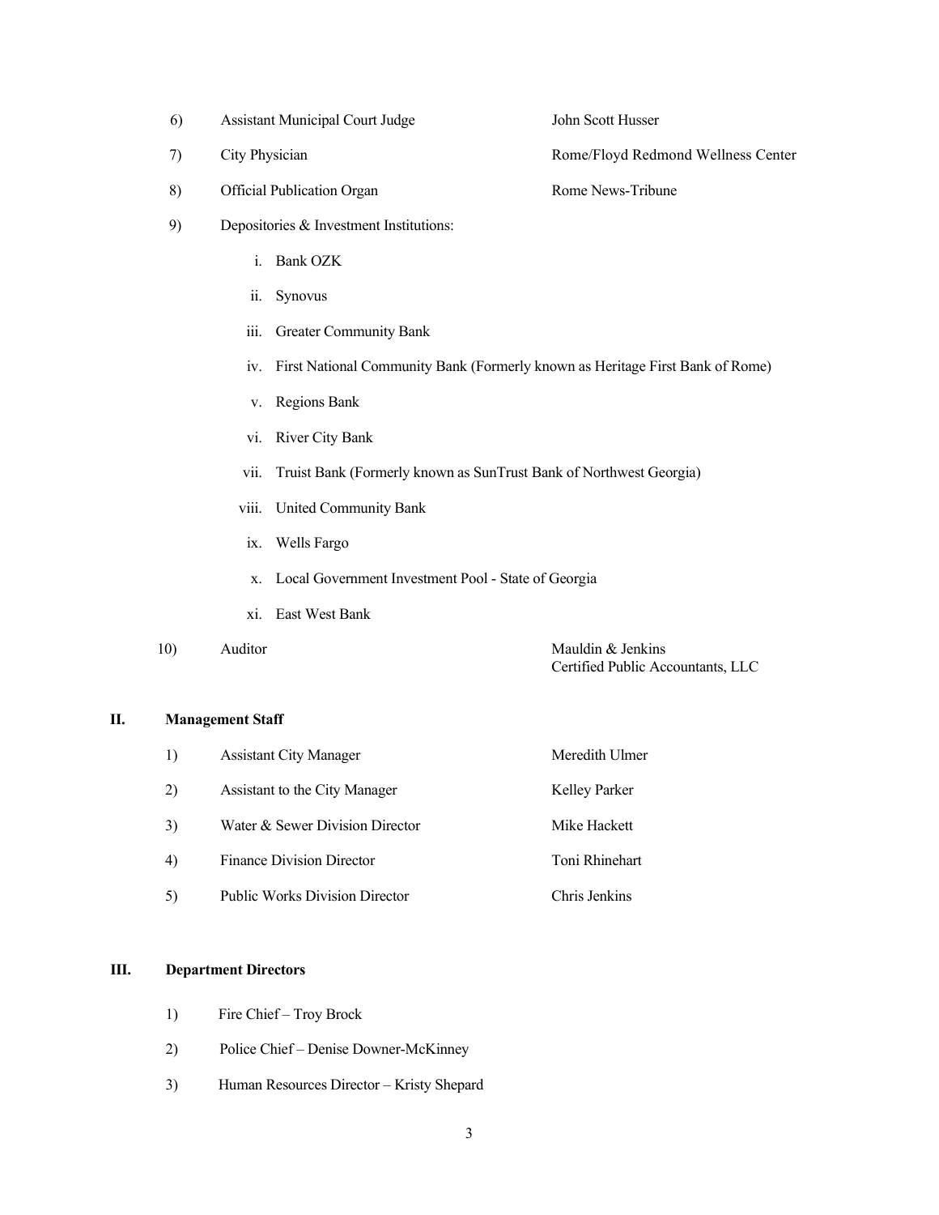6) Assistant Municipal Court Judge — John Scott Husser

7) City Physician — Rome/Floyd Redmond Wellness Center

8) Official Publication Organ — Rome News-Tribune

9) Depositories & Investment Institutions:

   i. Bank OZK

   ii. Synovus

   iii. Greater Community Bank

   iv. First National Community Bank (Formerly known as Heritage First Bank of Rome)

   v. Regions Bank

   vi. River City Bank

   vii. Truist Bank (Formerly known as SunTrust Bank of Northwest Georgia)

   viii. United Community Bank

   ix. Wells Fargo

   x. Local Government Investment Pool - State of Georgia

   xi. East West Bank

10) Auditor — Mauldin & Jenkins Certified Public Accountants, LLC

## II. Management Staff

1) Assistant City Manager — Meredith Ulmer

2) Assistant to the City Manager — Kelley Parker

3) Water & Sewer Division Director — Mike Hackett

4) Finance Division Director — Toni Rhinehart

5) Public Works Division Director — Chris Jenkins

## III. Department Directors

1) Fire Chief – Troy Brock

2) Police Chief – Denise Downer-McKinney

3) Human Resources Director – Kristy Shepard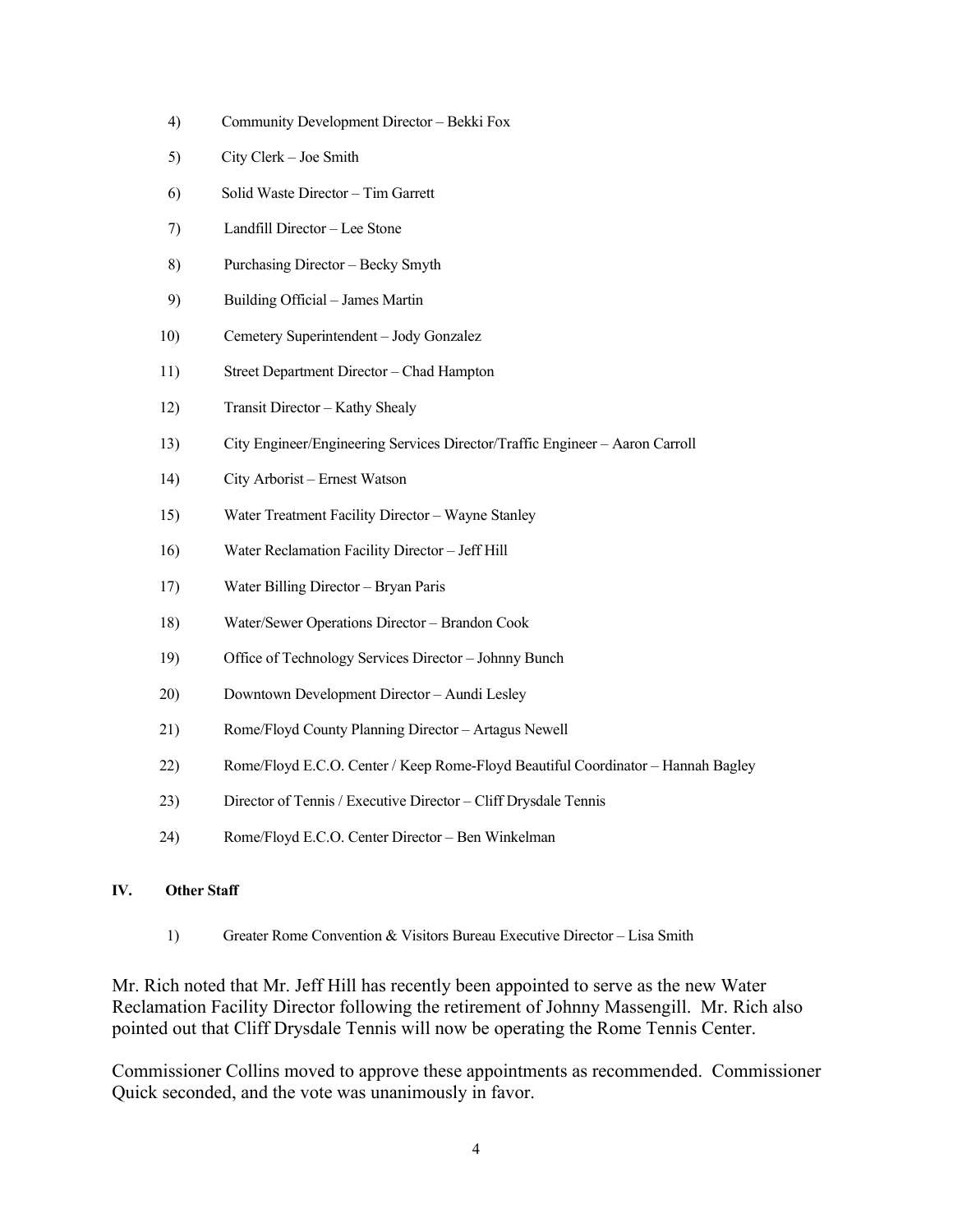4) Community Development Director – Bekki Fox

5) City Clerk – Joe Smith

6) Solid Waste Director – Tim Garrett

7) Landfill Director – Lee Stone

8) Purchasing Director – Becky Smyth

9) Building Official – James Martin

10) Cemetery Superintendent – Jody Gonzalez

11) Street Department Director – Chad Hampton

12) Transit Director – Kathy Shealy

13) City Engineer/Engineering Services Director/Traffic Engineer – Aaron Carroll

14) City Arborist – Ernest Watson

15) Water Treatment Facility Director – Wayne Stanley

16) Water Reclamation Facility Director – Jeff Hill

17) Water Billing Director – Bryan Paris

18) Water/Sewer Operations Director – Brandon Cook

19) Office of Technology Services Director – Johnny Bunch

20) Downtown Development Director – Aundi Lesley

21) Rome/Floyd County Planning Director – Artagus Newell

22) Rome/Floyd E.C.O. Center / Keep Rome-Floyd Beautiful Coordinator – Hannah Bagley

23) Director of Tennis / Executive Director – Cliff Drysdale Tennis

24) Rome/Floyd E.C.O. Center Director – Ben Winkelman

**IV. Other Staff**

1) Greater Rome Convention & Visitors Bureau Executive Director – Lisa Smith

Mr. Rich noted that Mr. Jeff Hill has recently been appointed to serve as the new Water Reclamation Facility Director following the retirement of Johnny Massengill. Mr. Rich also pointed out that Cliff Drysdale Tennis will now be operating the Rome Tennis Center.

Commissioner Collins moved to approve these appointments as recommended. Commissioner Quick seconded, and the vote was unanimously in favor.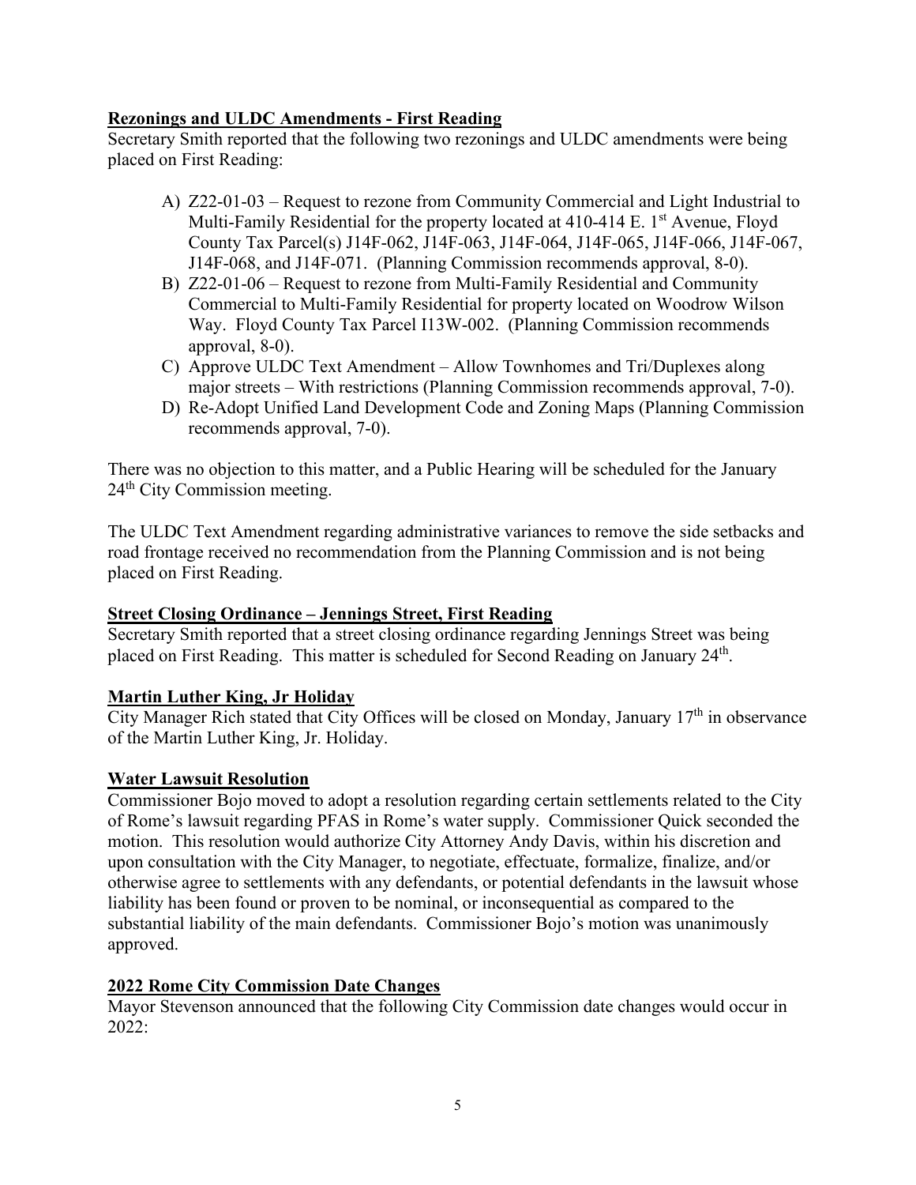**Rezonings and ULDC Amendments - First Reading**

Secretary Smith reported that the following two rezonings and ULDC amendments were being placed on First Reading:

A) Z22-01-03 – Request to rezone from Community Commercial and Light Industrial to Multi-Family Residential for the property located at 410-414 E. 1st Avenue, Floyd County Tax Parcel(s) J14F-062, J14F-063, J14F-064, J14F-065, J14F-066, J14F-067, J14F-068, and J14F-071. (Planning Commission recommends approval, 8-0).

B) Z22-01-06 – Request to rezone from Multi-Family Residential and Community Commercial to Multi-Family Residential for property located on Woodrow Wilson Way. Floyd County Tax Parcel I13W-002. (Planning Commission recommends approval, 8-0).

C) Approve ULDC Text Amendment – Allow Townhomes and Tri/Duplexes along major streets – With restrictions (Planning Commission recommends approval, 7-0).

D) Re-Adopt Unified Land Development Code and Zoning Maps (Planning Commission recommends approval, 7-0).

There was no objection to this matter, and a Public Hearing will be scheduled for the January 24th City Commission meeting.

The ULDC Text Amendment regarding administrative variances to remove the side setbacks and road frontage received no recommendation from the Planning Commission and is not being placed on First Reading.

**Street Closing Ordinance – Jennings Street, First Reading**

Secretary Smith reported that a street closing ordinance regarding Jennings Street was being placed on First Reading. This matter is scheduled for Second Reading on January 24th.

**Martin Luther King, Jr Holiday**

City Manager Rich stated that City Offices will be closed on Monday, January 17th in observance of the Martin Luther King, Jr. Holiday.

**Water Lawsuit Resolution**

Commissioner Bojo moved to adopt a resolution regarding certain settlements related to the City of Rome's lawsuit regarding PFAS in Rome's water supply. Commissioner Quick seconded the motion. This resolution would authorize City Attorney Andy Davis, within his discretion and upon consultation with the City Manager, to negotiate, effectuate, formalize, finalize, and/or otherwise agree to settlements with any defendants, or potential defendants in the lawsuit whose liability has been found or proven to be nominal, or inconsequential as compared to the substantial liability of the main defendants. Commissioner Bojo's motion was unanimously approved.

**2022 Rome City Commission Date Changes**

Mayor Stevenson announced that the following City Commission date changes would occur in 2022: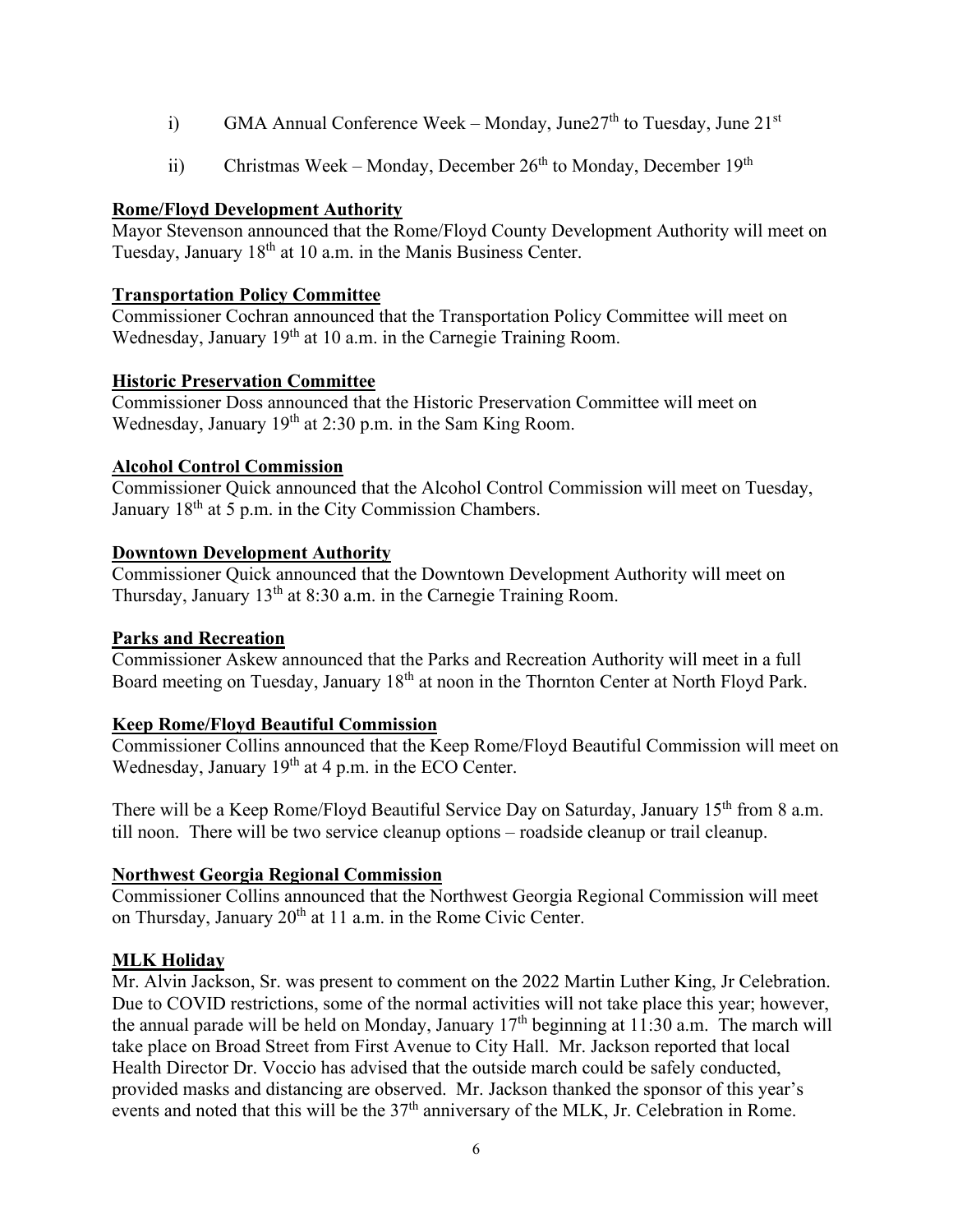i) GMA Annual Conference Week – Monday, June27th to Tuesday, June 21st

ii) Christmas Week – Monday, December 26th to Monday, December 19th

**Rome/Floyd Development Authority**

Mayor Stevenson announced that the Rome/Floyd County Development Authority will meet on Tuesday, January 18th at 10 a.m. in the Manis Business Center.

**Transportation Policy Committee**

Commissioner Cochran announced that the Transportation Policy Committee will meet on Wednesday, January 19th at 10 a.m. in the Carnegie Training Room.

**Historic Preservation Committee**

Commissioner Doss announced that the Historic Preservation Committee will meet on Wednesday, January 19th at 2:30 p.m. in the Sam King Room.

**Alcohol Control Commission**

Commissioner Quick announced that the Alcohol Control Commission will meet on Tuesday, January 18th at 5 p.m. in the City Commission Chambers.

**Downtown Development Authority**

Commissioner Quick announced that the Downtown Development Authority will meet on Thursday, January 13th at 8:30 a.m. in the Carnegie Training Room.

**Parks and Recreation**

Commissioner Askew announced that the Parks and Recreation Authority will meet in a full Board meeting on Tuesday, January 18th at noon in the Thornton Center at North Floyd Park.

**Keep Rome/Floyd Beautiful Commission**

Commissioner Collins announced that the Keep Rome/Floyd Beautiful Commission will meet on Wednesday, January 19th at 4 p.m. in the ECO Center.

There will be a Keep Rome/Floyd Beautiful Service Day on Saturday, January 15th from 8 a.m. till noon. There will be two service cleanup options – roadside cleanup or trail cleanup.

**Northwest Georgia Regional Commission**

Commissioner Collins announced that the Northwest Georgia Regional Commission will meet on Thursday, January 20th at 11 a.m. in the Rome Civic Center.

**MLK Holiday**

Mr. Alvin Jackson, Sr. was present to comment on the 2022 Martin Luther King, Jr Celebration. Due to COVID restrictions, some of the normal activities will not take place this year; however, the annual parade will be held on Monday, January 17th beginning at 11:30 a.m. The march will take place on Broad Street from First Avenue to City Hall. Mr. Jackson reported that local Health Director Dr. Voccio has advised that the outside march could be safely conducted, provided masks and distancing are observed. Mr. Jackson thanked the sponsor of this year's events and noted that this will be the 37th anniversary of the MLK, Jr. Celebration in Rome.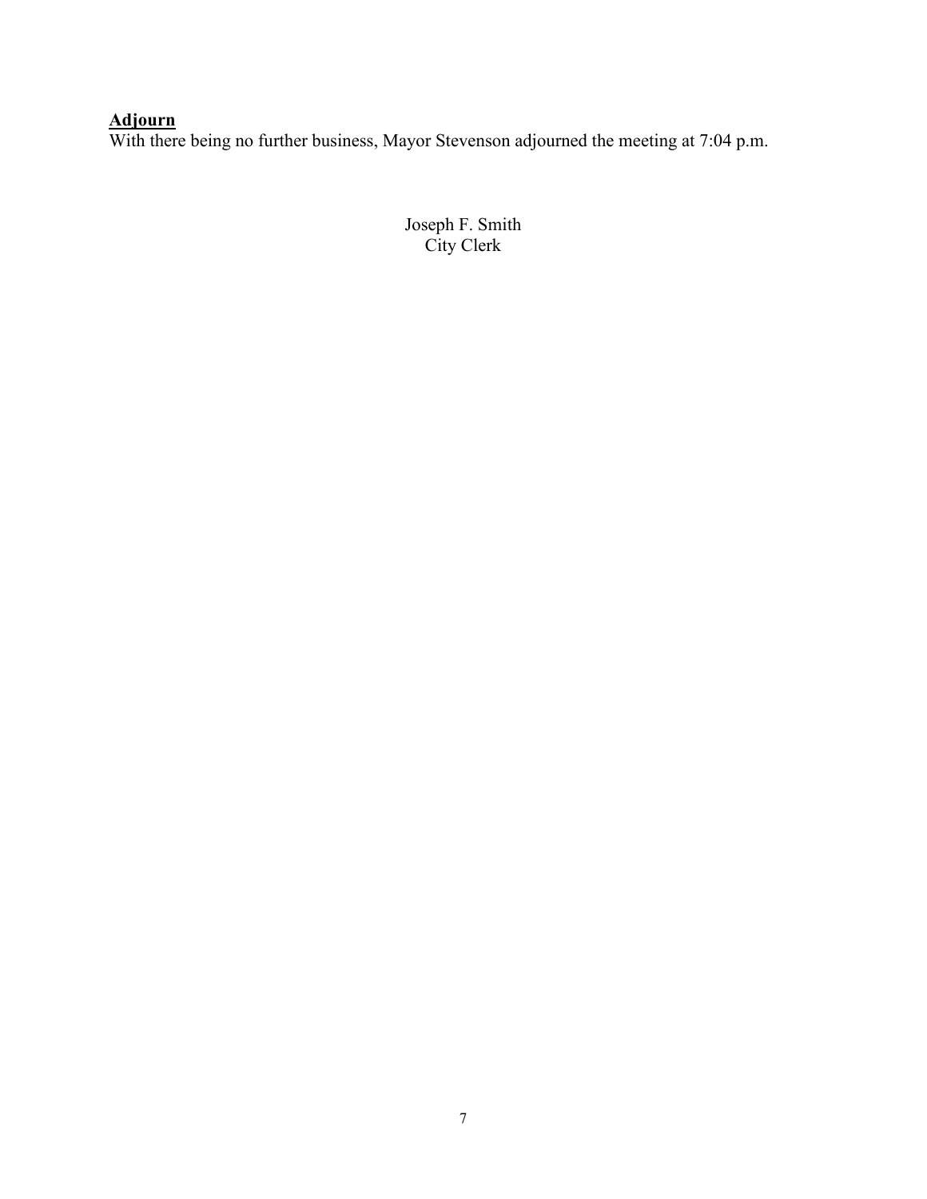**Adjourn**

With there being no further business, Mayor Stevenson adjourned the meeting at 7:04 p.m.

Joseph F. Smith
City Clerk